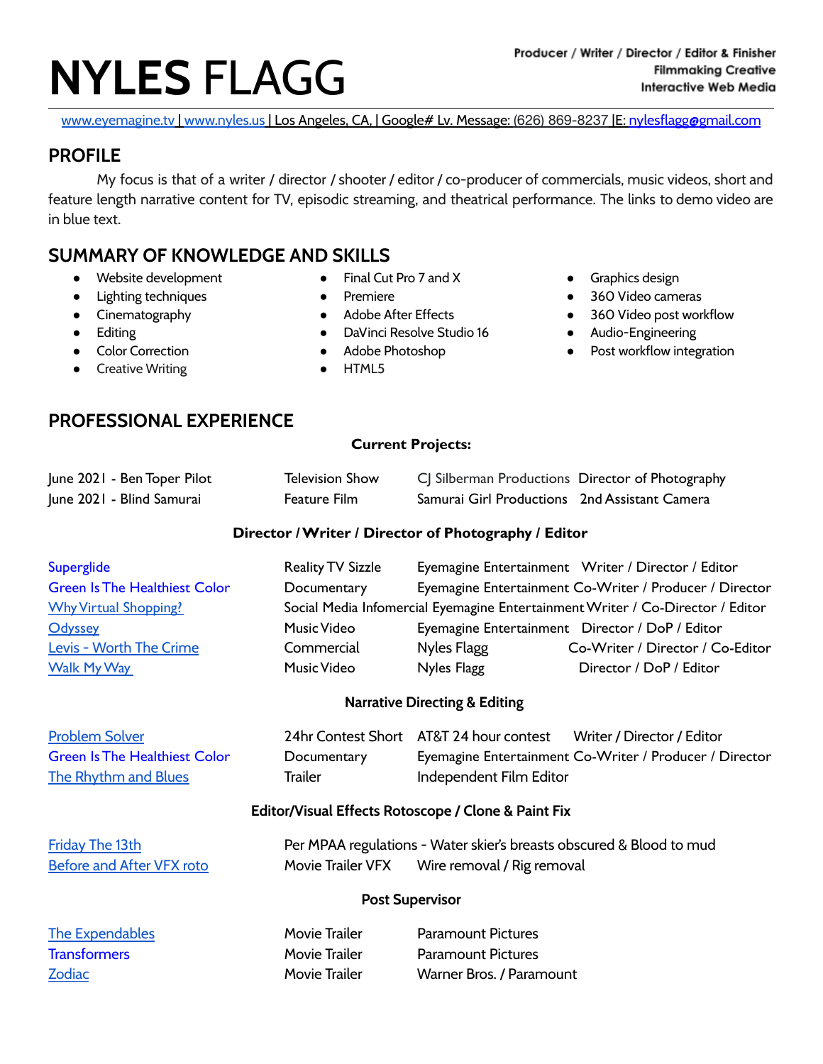# **NYLES** FLAGG

**Producer / Writer / Director / Editor & Finisher**
**Filmmaking Creative**
**Interactive Web Media**

www.eyemagine.tv | www.nyles.us | Los Angeles, CA, | Google# Lv. Message: (626) 869-8237 |E: nylesflagg@gmail.com

## PROFILE

My focus is that of a writer / director / shooter / editor / co-producer of commercials, music videos, short and feature length narrative content for TV, episodic streaming, and theatrical performance. The links to demo video are in blue text.

## SUMMARY OF KNOWLEDGE AND SKILLS

- Website development
- Lighting techniques
- Cinematography
- Editing
- Color Correction
- Creative Writing
- Final Cut Pro 7 and X
- Premiere
- Adobe After Effects
- DaVinci Resolve Studio 16
- Adobe Photoshop
- HTML5
- Graphics design
- 360 Video cameras
- 360 Video post workflow
- Audio-Engineering
- Post workflow integration

## PROFESSIONAL EXPERIENCE

### Current Projects:

| | | | |
|---|---|---|---|
| June 2021 - Ben Toper Pilot | Television Show | CJ Silberman Productions | Director of Photography |
| June 2021 - Blind Samurai | Feature Film | Samurai Girl Productions | 2nd Assistant Camera |

### Director / Writer / Director of Photography / Editor

| | | | |
|---|---|---|---|
| Superglide | Reality TV Sizzle | Eyemagine Entertainment | Writer / Director / Editor |
| Green Is The Healthiest Color | Documentary | Eyemagine Entertainment | Co-Writer / Producer / Director |
| Why Virtual Shopping? | Social Media Infomercial | Eyemagine Entertainment | Writer / Co-Director / Editor |
| Odyssey | Music Video | Eyemagine Entertainment | Director / DoP / Editor |
| Levis - Worth The Crime | Commercial | Nyles Flagg | Co-Writer / Director / Co-Editor |
| Walk My Way | Music Video | Nyles Flagg | Director / DoP / Editor |

### Narrative Directing & Editing

| | | | |
|---|---|---|---|
| Problem Solver | 24hr Contest Short | AT&T 24 hour contest | Writer / Director / Editor |
| Green Is The Healthiest Color | Documentary | Eyemagine Entertainment | Co-Writer / Producer / Director |
| The Rhythm and Blues | Trailer | Independent Film Editor | |

### Editor/Visual Effects Rotoscope / Clone & Paint Fix

| | |
|---|---|
| Friday The 13th | Per MPAA regulations - Water skier's breasts obscured & Blood to mud |
| Before and After VFX roto | Movie Trailer VFX — Wire removal / Rig removal |

### Post Supervisor

| | | |
|---|---|---|
| The Expendables | Movie Trailer | Paramount Pictures |
| Transformers | Movie Trailer | Paramount Pictures |
| Zodiac | Movie Trailer | Warner Bros. / Paramount |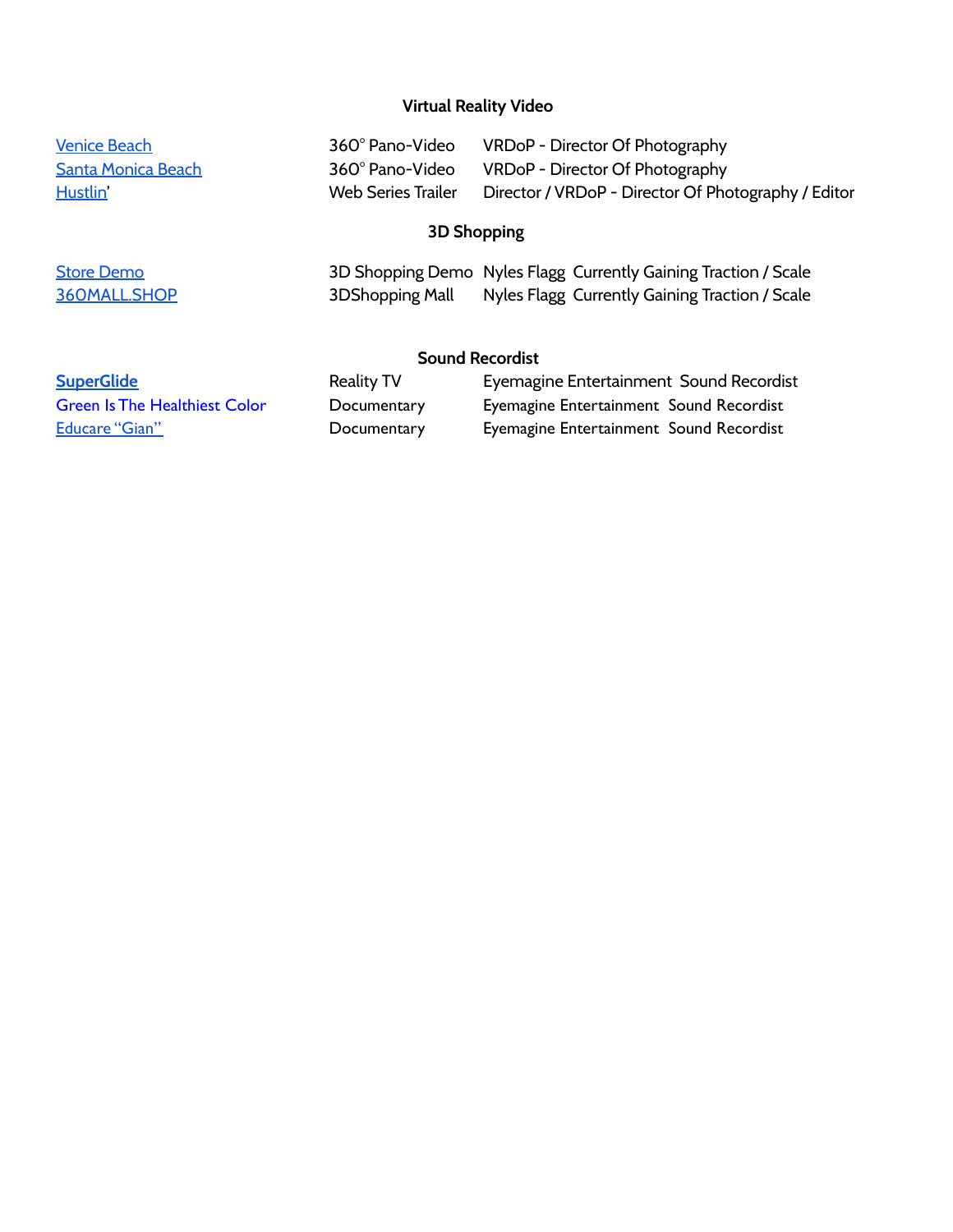### Virtual Reality Video

| | | |
|---|---|---|
| Venice Beach | 360° Pano-Video | VRDoP - Director Of Photography |
| Santa Monica Beach | 360° Pano-Video | VRDoP - Director Of Photography |
| Hustlin' | Web Series Trailer | Director / VRDoP - Director Of Photography / Editor |

### 3D Shopping

| | | | |
|---|---|---|---|
| Store Demo | 3D Shopping Demo | Nyles Flagg | Currently Gaining Traction / Scale |
| 360MALL.SHOP | 3DShopping Mall | Nyles Flagg | Currently Gaining Traction / Scale |

### Sound Recordist

| | | | |
|---|---|---|---|
| **SuperGlide** | Reality TV | Eyemagine Entertainment | Sound Recordist |
| Green Is The Healthiest Color | Documentary | Eyemagine Entertainment | Sound Recordist |
| Educare "Gian" | Documentary | Eyemagine Entertainment | Sound Recordist |